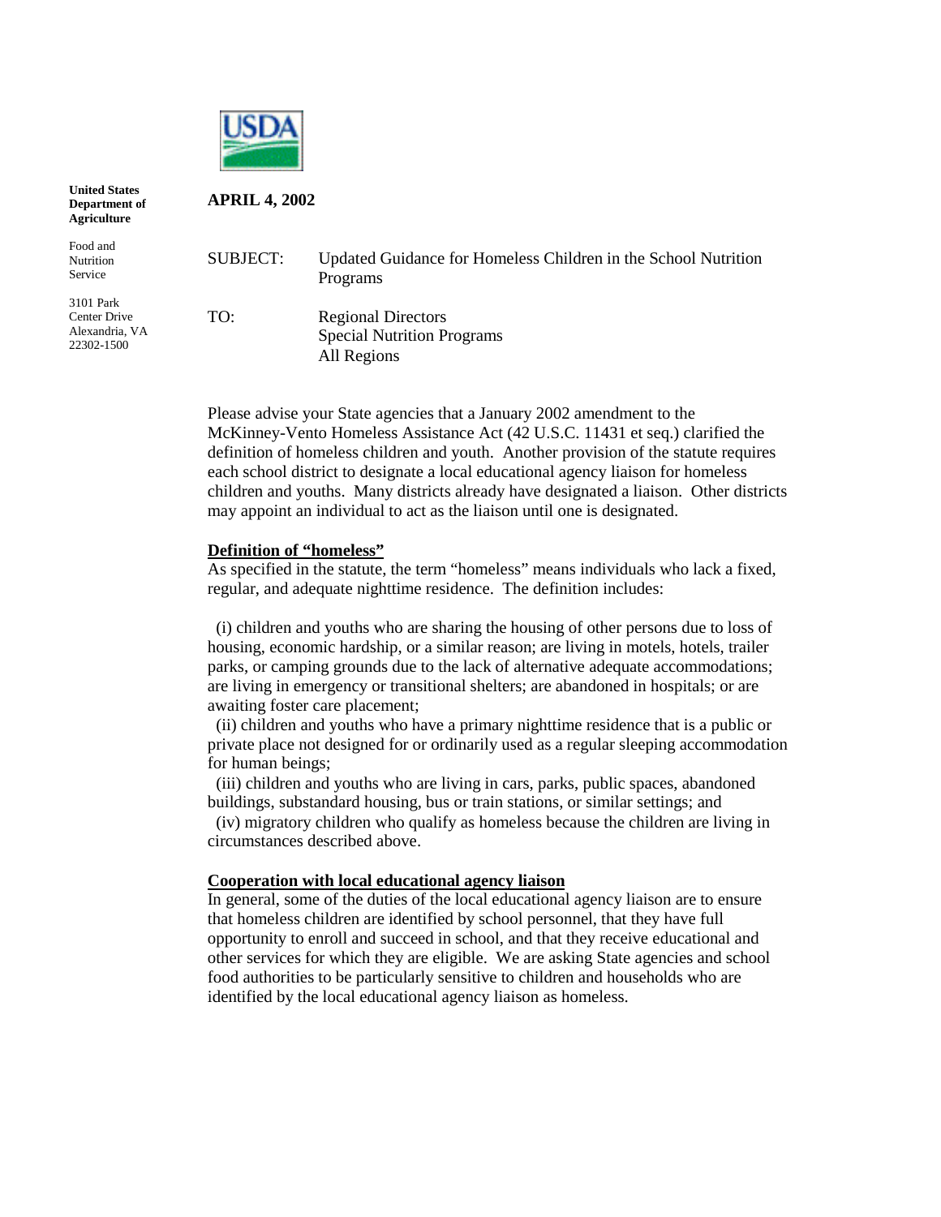**United States Department of Agriculture**

Food and Nutrition Service

3101 Park Center Drive
Alexandria, VA 22302-1500

**APRIL 4, 2002**

SUBJECT: Updated Guidance for Homeless Children in the School Nutrition Programs

TO: Regional Directors
Special Nutrition Programs
All Regions

Please advise your State agencies that a January 2002 amendment to the McKinney-Vento Homeless Assistance Act (42 U.S.C. 11431 et seq.) clarified the definition of homeless children and youth. Another provision of the statute requires each school district to designate a local educational agency liaison for homeless children and youths. Many districts already have designated a liaison. Other districts may appoint an individual to act as the liaison until one is designated.

**Definition of "homeless"**

As specified in the statute, the term "homeless" means individuals who lack a fixed, regular, and adequate nighttime residence. The definition includes:

(i) children and youths who are sharing the housing of other persons due to loss of housing, economic hardship, or a similar reason; are living in motels, hotels, trailer parks, or camping grounds due to the lack of alternative adequate accommodations; are living in emergency or transitional shelters; are abandoned in hospitals; or are awaiting foster care placement;

(ii) children and youths who have a primary nighttime residence that is a public or private place not designed for or ordinarily used as a regular sleeping accommodation for human beings;

(iii) children and youths who are living in cars, parks, public spaces, abandoned buildings, substandard housing, bus or train stations, or similar settings; and

(iv) migratory children who qualify as homeless because the children are living in circumstances described above.

**Cooperation with local educational agency liaison**

In general, some of the duties of the local educational agency liaison are to ensure that homeless children are identified by school personnel, that they have full opportunity to enroll and succeed in school, and that they receive educational and other services for which they are eligible. We are asking State agencies and school food authorities to be particularly sensitive to children and households who are identified by the local educational agency liaison as homeless.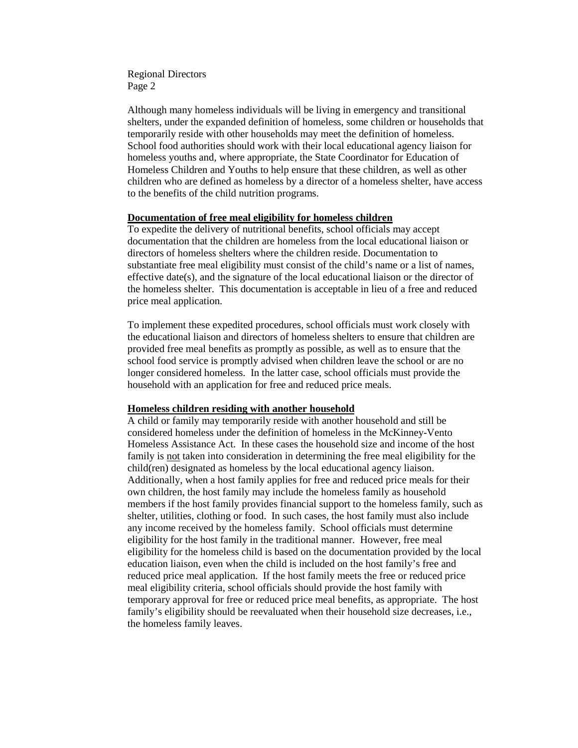Although many homeless individuals will be living in emergency and transitional shelters, under the expanded definition of homeless, some children or households that temporarily reside with other households may meet the definition of homeless. School food authorities should work with their local educational agency liaison for homeless youths and, where appropriate, the State Coordinator for Education of Homeless Children and Youths to help ensure that these children, as well as other children who are defined as homeless by a director of a homeless shelter, have access to the benefits of the child nutrition programs.

**Documentation of free meal eligibility for homeless children**

To expedite the delivery of nutritional benefits, school officials may accept documentation that the children are homeless from the local educational liaison or directors of homeless shelters where the children reside. Documentation to substantiate free meal eligibility must consist of the child's name or a list of names, effective date(s), and the signature of the local educational liaison or the director of the homeless shelter. This documentation is acceptable in lieu of a free and reduced price meal application.

To implement these expedited procedures, school officials must work closely with the educational liaison and directors of homeless shelters to ensure that children are provided free meal benefits as promptly as possible, as well as to ensure that the school food service is promptly advised when children leave the school or are no longer considered homeless. In the latter case, school officials must provide the household with an application for free and reduced price meals.

**Homeless children residing with another household**

A child or family may temporarily reside with another household and still be considered homeless under the definition of homeless in the McKinney-Vento Homeless Assistance Act. In these cases the household size and income of the host family is not taken into consideration in determining the free meal eligibility for the child(ren) designated as homeless by the local educational agency liaison. Additionally, when a host family applies for free and reduced price meals for their own children, the host family may include the homeless family as household members if the host family provides financial support to the homeless family, such as shelter, utilities, clothing or food. In such cases, the host family must also include any income received by the homeless family. School officials must determine eligibility for the host family in the traditional manner. However, free meal eligibility for the homeless child is based on the documentation provided by the local education liaison, even when the child is included on the host family's free and reduced price meal application. If the host family meets the free or reduced price meal eligibility criteria, school officials should provide the host family with temporary approval for free or reduced price meal benefits, as appropriate. The host family's eligibility should be reevaluated when their household size decreases, i.e., the homeless family leaves.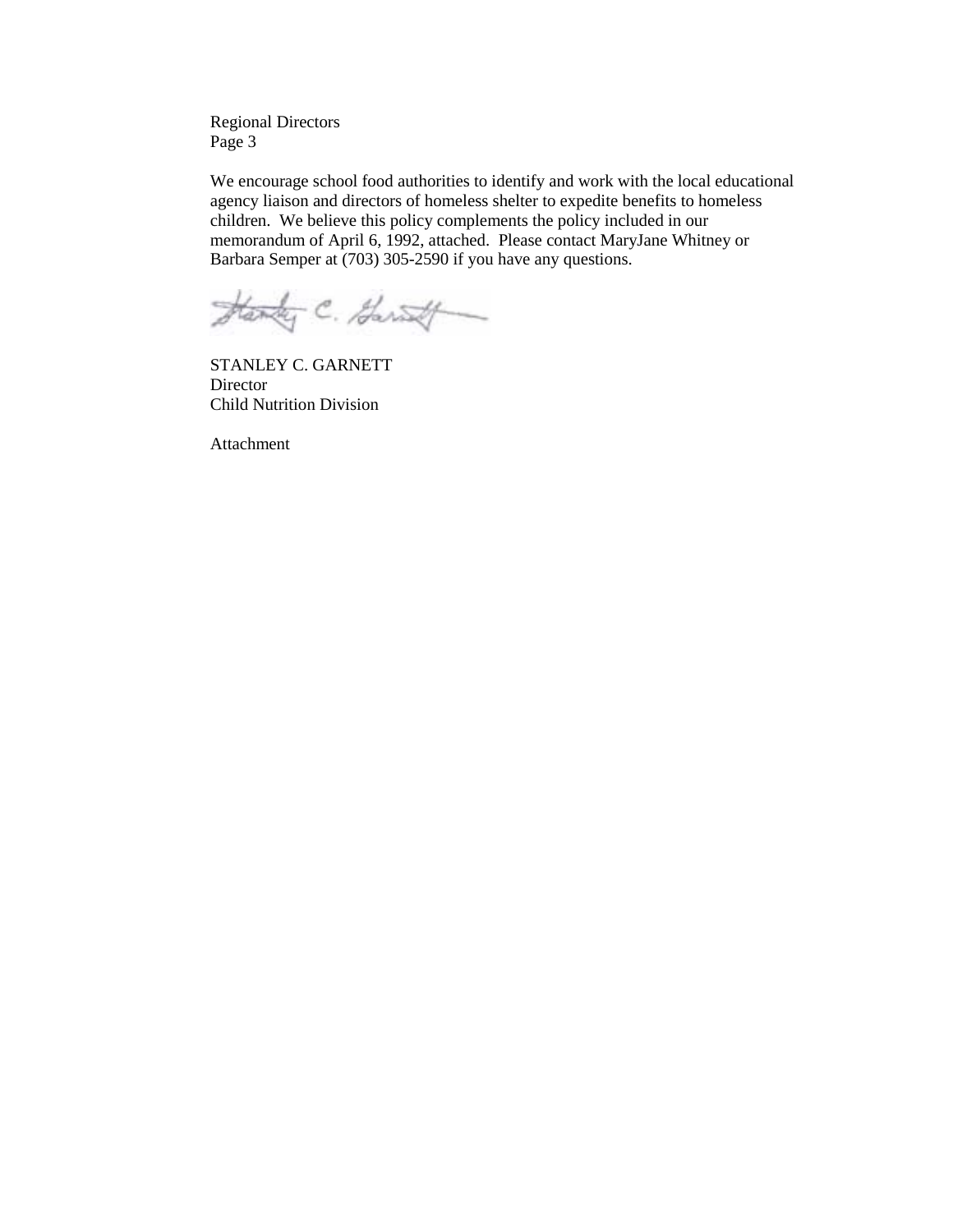We encourage school food authorities to identify and work with the local educational agency liaison and directors of homeless shelter to expedite benefits to homeless children. We believe this policy complements the policy included in our memorandum of April 6, 1992, attached. Please contact MaryJane Whitney or Barbara Semper at (703) 305-2590 if you have any questions.

STANLEY C. GARNETT
Director
Child Nutrition Division

Attachment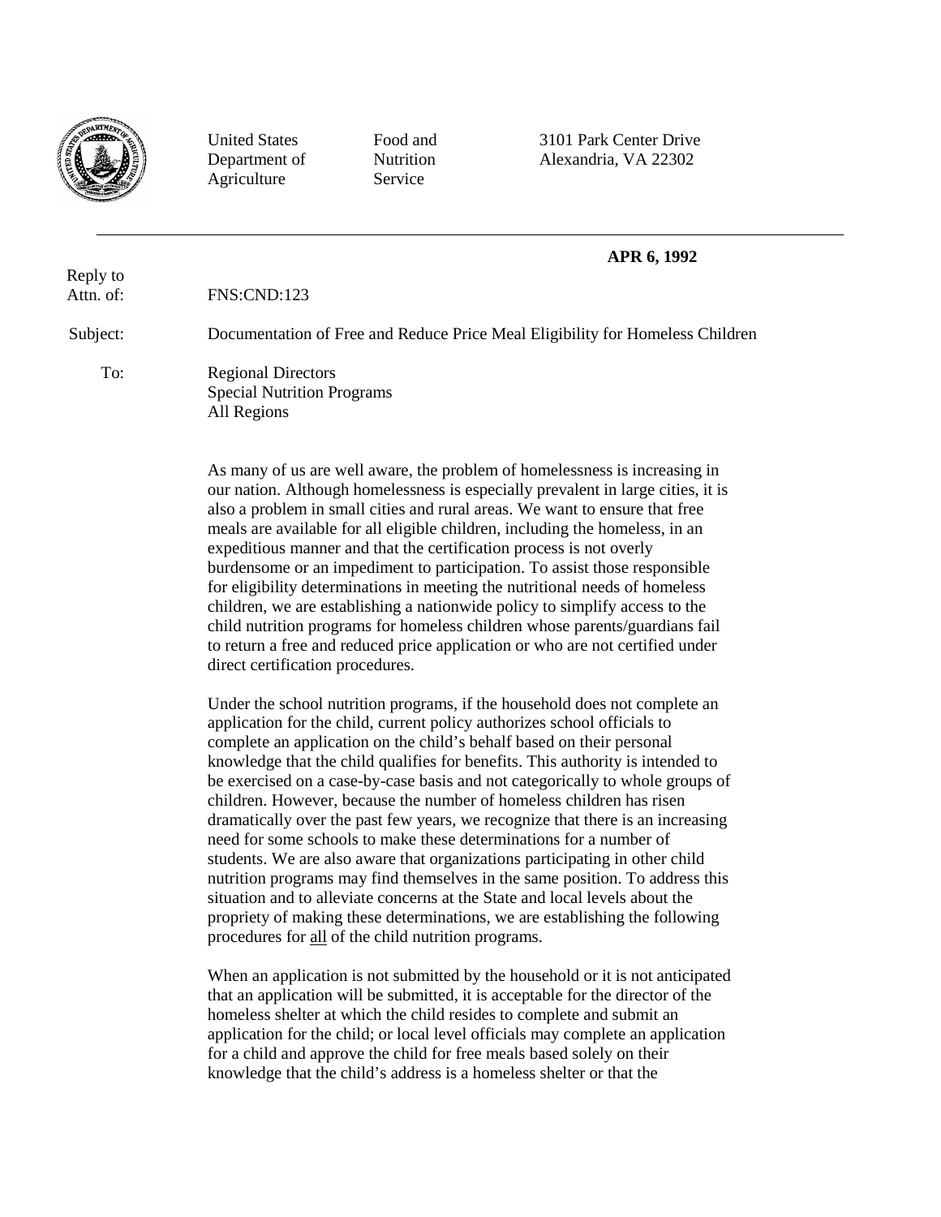United States Department of Agriculture

Food and Nutrition Service

3101 Park Center Drive
Alexandria, VA 22302

**APR 6, 1992**

Reply to Attn. of: FNS:CND:123

Subject: Documentation of Free and Reduce Price Meal Eligibility for Homeless Children

To: Regional Directors
Special Nutrition Programs
All Regions

As many of us are well aware, the problem of homelessness is increasing in our nation. Although homelessness is especially prevalent in large cities, it is also a problem in small cities and rural areas. We want to ensure that free meals are available for all eligible children, including the homeless, in an expeditious manner and that the certification process is not overly burdensome or an impediment to participation. To assist those responsible for eligibility determinations in meeting the nutritional needs of homeless children, we are establishing a nationwide policy to simplify access to the child nutrition programs for homeless children whose parents/guardians fail to return a free and reduced price application or who are not certified under direct certification procedures.

Under the school nutrition programs, if the household does not complete an application for the child, current policy authorizes school officials to complete an application on the child's behalf based on their personal knowledge that the child qualifies for benefits. This authority is intended to be exercised on a case-by-case basis and not categorically to whole groups of children. However, because the number of homeless children has risen dramatically over the past few years, we recognize that there is an increasing need for some schools to make these determinations for a number of students. We are also aware that organizations participating in other child nutrition programs may find themselves in the same position. To address this situation and to alleviate concerns at the State and local levels about the propriety of making these determinations, we are establishing the following procedures for <u>all</u> of the child nutrition programs.

When an application is not submitted by the household or it is not anticipated that an application will be submitted, it is acceptable for the director of the homeless shelter at which the child resides to complete and submit an application for the child; or local level officials may complete an application for a child and approve the child for free meals based solely on their knowledge that the child's address is a homeless shelter or that the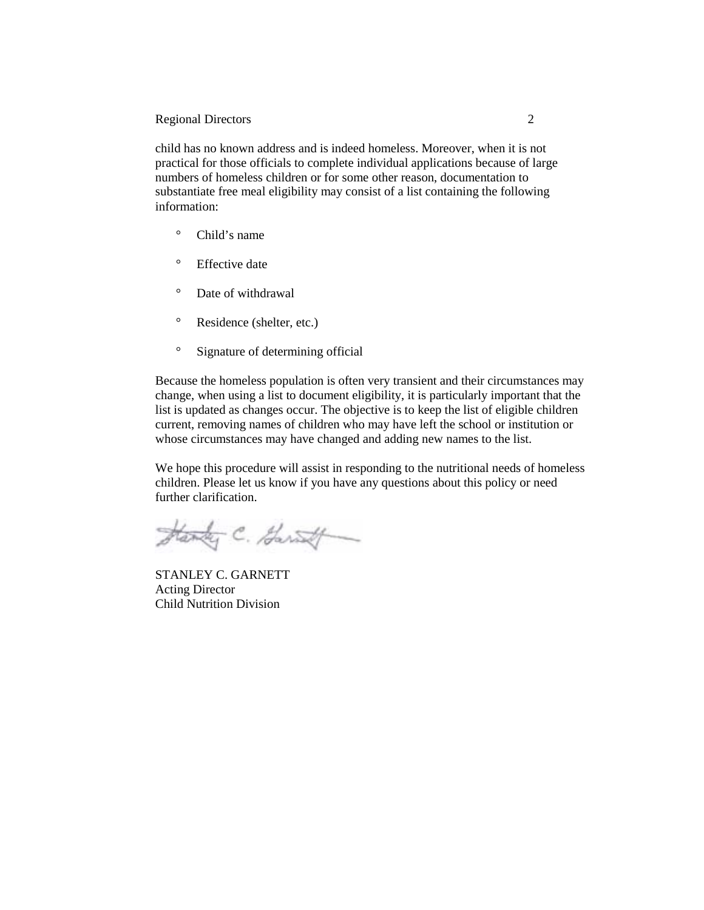child has no known address and is indeed homeless. Moreover, when it is not practical for those officials to complete individual applications because of large numbers of homeless children or for some other reason, documentation to substantiate free meal eligibility may consist of a list containing the following information:

- Child's name
- Effective date
- Date of withdrawal
- Residence (shelter, etc.)
- Signature of determining official

Because the homeless population is often very transient and their circumstances may change, when using a list to document eligibility, it is particularly important that the list is updated as changes occur. The objective is to keep the list of eligible children current, removing names of children who may have left the school or institution or whose circumstances may have changed and adding new names to the list.

We hope this procedure will assist in responding to the nutritional needs of homeless children. Please let us know if you have any questions about this policy or need further clarification.

STANLEY C. GARNETT
Acting Director
Child Nutrition Division